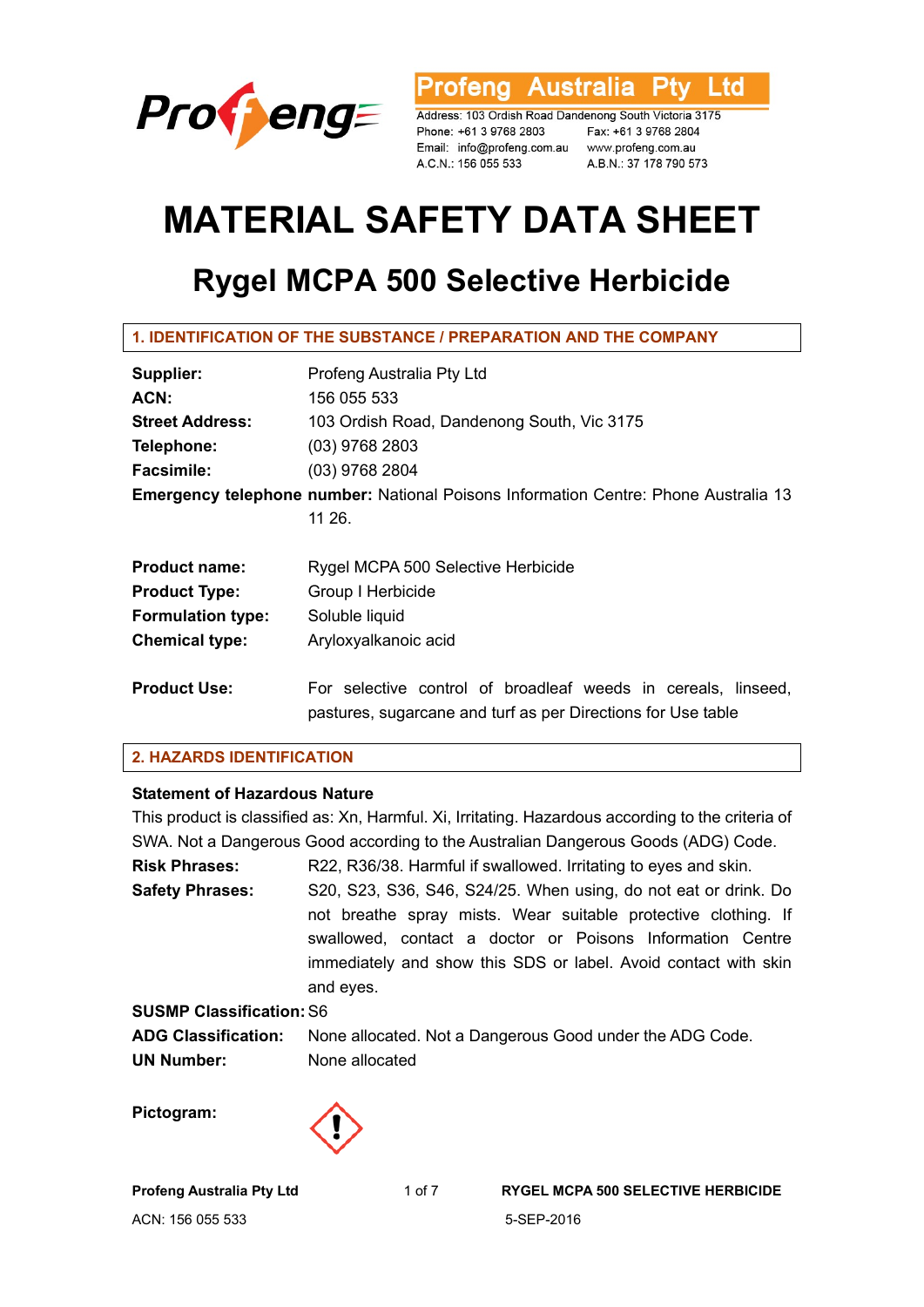Profeng Australia Pty Ltd

Address: 103 Ordish Road Dandenong South Victoria 3175
Phone: +61 3 9768 2803 Fax: +61 3 9768 2804
Email: info@profeng.com.au www.profeng.com.au
A.C.N.: 156 055 533 A.B.N.: 37 178 790 573

# MATERIAL SAFETY DATA SHEET

## Rygel MCPA 500 Selective Herbicide

### 1. IDENTIFICATION OF THE SUBSTANCE / PREPARATION AND THE COMPANY

**Supplier:** Profeng Australia Pty Ltd
**ACN:** 156 055 533
**Street Address:** 103 Ordish Road, Dandenong South, Vic 3175
**Telephone:** (03) 9768 2803
**Facsimile:** (03) 9768 2804
**Emergency telephone number:** National Poisons Information Centre: Phone Australia 13 11 26.

**Product name:** Rygel MCPA 500 Selective Herbicide
**Product Type:** Group I Herbicide
**Formulation type:** Soluble liquid
**Chemical type:** Aryloxyalkanoic acid

**Product Use:** For selective control of broadleaf weeds in cereals, linseed, pastures, sugarcane and turf as per Directions for Use table

### 2. HAZARDS IDENTIFICATION

**Statement of Hazardous Nature**

This product is classified as: Xn, Harmful. Xi, Irritating. Hazardous according to the criteria of SWA. Not a Dangerous Good according to the Australian Dangerous Goods (ADG) Code.

**Risk Phrases:** R22, R36/38. Harmful if swallowed. Irritating to eyes and skin.

**Safety Phrases:** S20, S23, S36, S46, S24/25. When using, do not eat or drink. Do not breathe spray mists. Wear suitable protective clothing. If swallowed, contact a doctor or Poisons Information Centre immediately and show this SDS or label. Avoid contact with skin and eyes.

**SUSMP Classification:** S6
**ADG Classification:** None allocated. Not a Dangerous Good under the ADG Code.
**UN Number:** None allocated

**Pictogram:**

Profeng Australia Pty Ltd
ACN: 156 055 533
RYGEL MCPA 500 SELECTIVE HERBICIDE
5-SEP-2016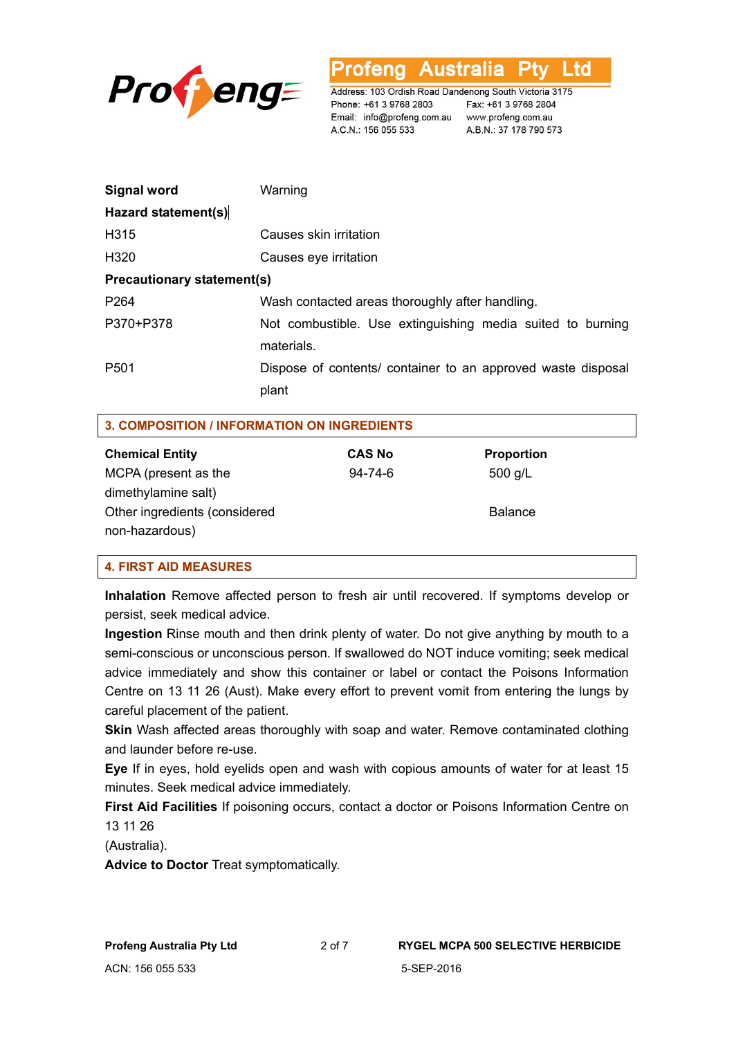| | |
|---|---|
| **Signal word** | Warning |
| **Hazard statement(s)** | |
| H315 | Causes skin irritation |
| H320 | Causes eye irritation |
| **Precautionary statement(s)** | |
| P264 | Wash contacted areas thoroughly after handling. |
| P370+P378 | Not combustible. Use extinguishing media suited to burning materials. |
| P501 | Dispose of contents/ container to an approved waste disposal plant |

## 3. COMPOSITION / INFORMATION ON INGREDIENTS

| Chemical Entity | CAS No | Proportion |
|---|---|---|
| MCPA (present as the dimethylamine salt) | 94-74-6 | 500 g/L |
| Other ingredients (considered non-hazardous) | | Balance |

## 4. FIRST AID MEASURES

**Inhalation** Remove affected person to fresh air until recovered. If symptoms develop or persist, seek medical advice.

**Ingestion** Rinse mouth and then drink plenty of water. Do not give anything by mouth to a semi-conscious or unconscious person. If swallowed do NOT induce vomiting; seek medical advice immediately and show this container or label or contact the Poisons Information Centre on 13 11 26 (Aust). Make every effort to prevent vomit from entering the lungs by careful placement of the patient.

**Skin** Wash affected areas thoroughly with soap and water. Remove contaminated clothing and launder before re-use.

**Eye** If in eyes, hold eyelids open and wash with copious amounts of water for at least 15 minutes. Seek medical advice immediately.

**First Aid Facilities** If poisoning occurs, contact a doctor or Poisons Information Centre on 13 11 26
(Australia).

**Advice to Doctor** Treat symptomatically.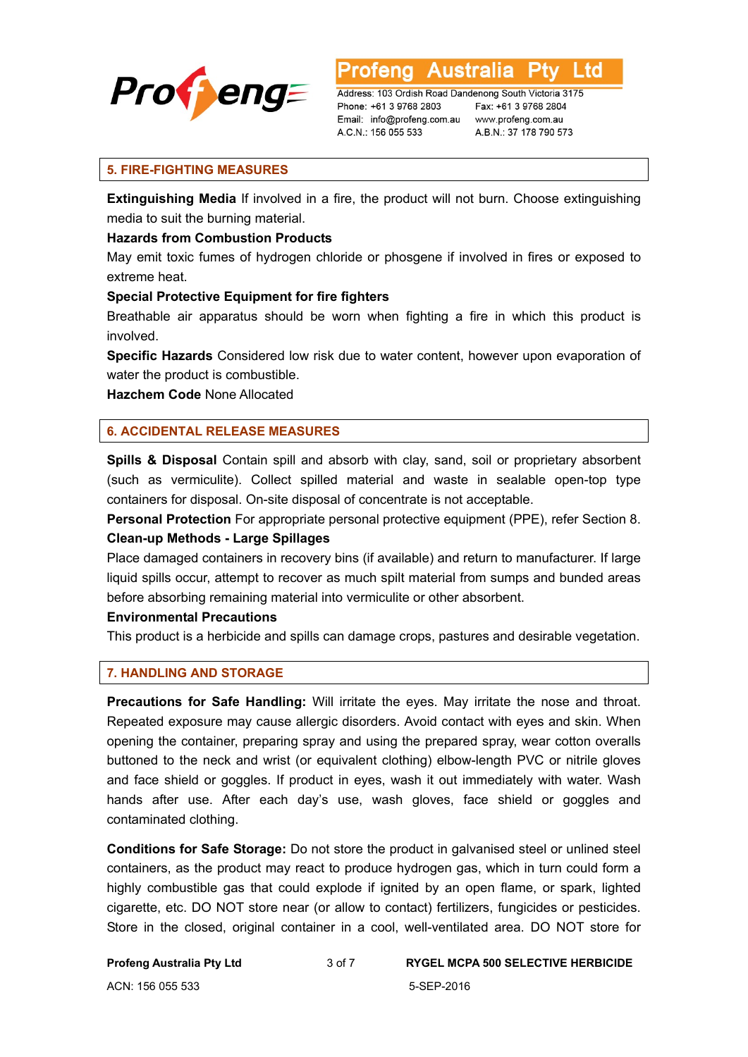## 5. FIRE-FIGHTING MEASURES

**Extinguishing Media** If involved in a fire, the product will not burn. Choose extinguishing media to suit the burning material.

**Hazards from Combustion Products**

May emit toxic fumes of hydrogen chloride or phosgene if involved in fires or exposed to extreme heat.

**Special Protective Equipment for fire fighters**

Breathable air apparatus should be worn when fighting a fire in which this product is involved.

**Specific Hazards** Considered low risk due to water content, however upon evaporation of water the product is combustible.

**Hazchem Code** None Allocated

## 6. ACCIDENTAL RELEASE MEASURES

**Spills & Disposal** Contain spill and absorb with clay, sand, soil or proprietary absorbent (such as vermiculite). Collect spilled material and waste in sealable open-top type containers for disposal. On-site disposal of concentrate is not acceptable.

**Personal Protection** For appropriate personal protective equipment (PPE), refer Section 8.

**Clean-up Methods - Large Spillages**

Place damaged containers in recovery bins (if available) and return to manufacturer. If large liquid spills occur, attempt to recover as much spilt material from sumps and bunded areas before absorbing remaining material into vermiculite or other absorbent.

**Environmental Precautions**

This product is a herbicide and spills can damage crops, pastures and desirable vegetation.

## 7. HANDLING AND STORAGE

**Precautions for Safe Handling:** Will irritate the eyes. May irritate the nose and throat. Repeated exposure may cause allergic disorders. Avoid contact with eyes and skin. When opening the container, preparing spray and using the prepared spray, wear cotton overalls buttoned to the neck and wrist (or equivalent clothing) elbow-length PVC or nitrile gloves and face shield or goggles. If product in eyes, wash it out immediately with water. Wash hands after use. After each day's use, wash gloves, face shield or goggles and contaminated clothing.

**Conditions for Safe Storage:** Do not store the product in galvanised steel or unlined steel containers, as the product may react to produce hydrogen gas, which in turn could form a highly combustible gas that could explode if ignited by an open flame, or spark, lighted cigarette, etc. DO NOT store near (or allow to contact) fertilizers, fungicides or pesticides. Store in the closed, original container in a cool, well-ventilated area. DO NOT store for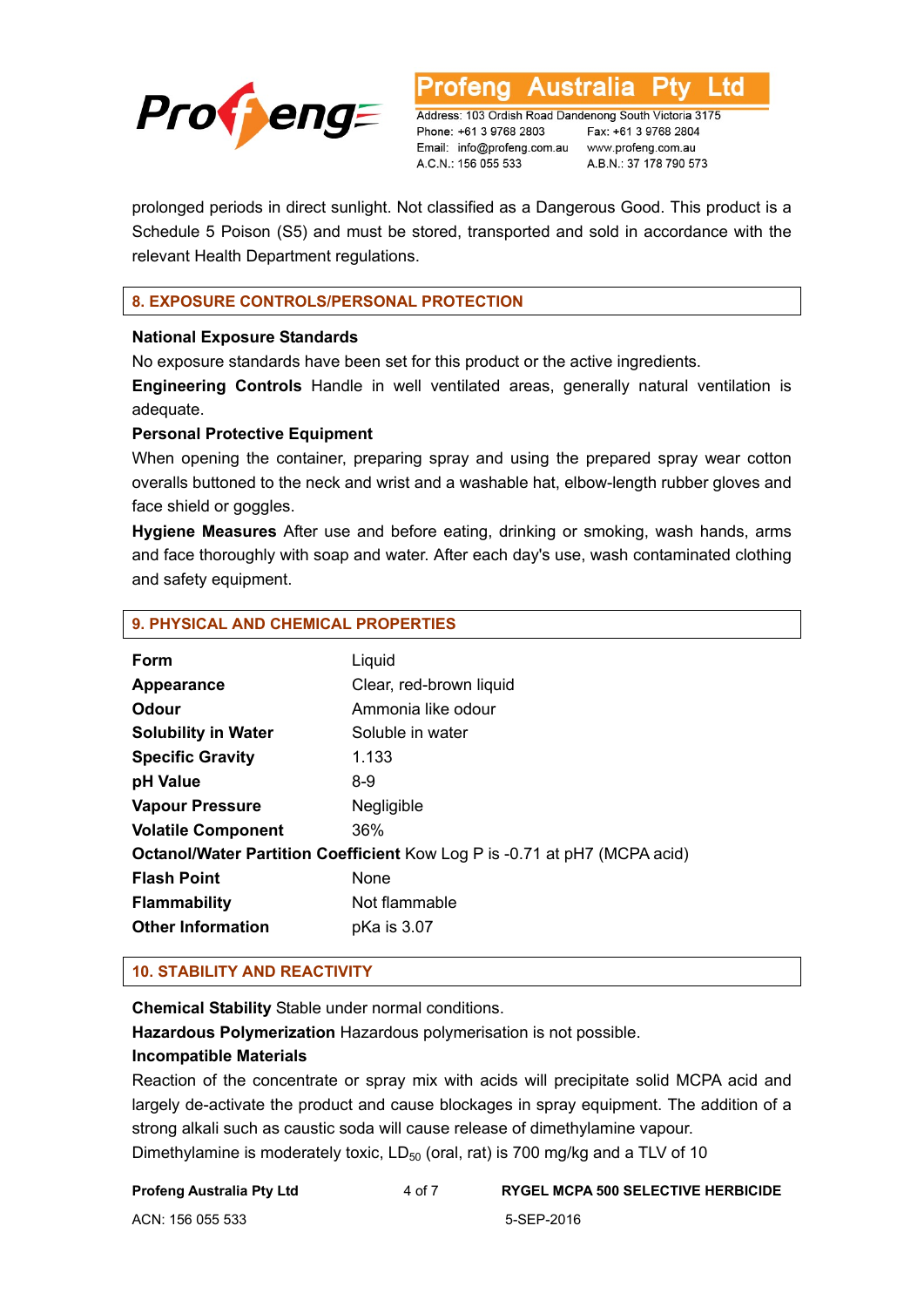prolonged periods in direct sunlight. Not classified as a Dangerous Good. This product is a Schedule 5 Poison (S5) and must be stored, transported and sold in accordance with the relevant Health Department regulations.

## 8. EXPOSURE CONTROLS/PERSONAL PROTECTION

**National Exposure Standards**

No exposure standards have been set for this product or the active ingredients.

**Engineering Controls** Handle in well ventilated areas, generally natural ventilation is adequate.

**Personal Protective Equipment**

When opening the container, preparing spray and using the prepared spray wear cotton overalls buttoned to the neck and wrist and a washable hat, elbow-length rubber gloves and face shield or goggles.

**Hygiene Measures** After use and before eating, drinking or smoking, wash hands, arms and face thoroughly with soap and water. After each day's use, wash contaminated clothing and safety equipment.

## 9. PHYSICAL AND CHEMICAL PROPERTIES

| | |
|---|---|
| **Form** | Liquid |
| **Appearance** | Clear, red-brown liquid |
| **Odour** | Ammonia like odour |
| **Solubility in Water** | Soluble in water |
| **Specific Gravity** | 1.133 |
| **pH Value** | 8-9 |
| **Vapour Pressure** | Negligible |
| **Volatile Component** | 36% |
| **Octanol/Water Partition Coefficient** | Kow Log P is -0.71 at pH7 (MCPA acid) |
| **Flash Point** | None |
| **Flammability** | Not flammable |
| **Other Information** | pKa is 3.07 |

## 10. STABILITY AND REACTIVITY

**Chemical Stability** Stable under normal conditions.

**Hazardous Polymerization** Hazardous polymerisation is not possible.

**Incompatible Materials**

Reaction of the concentrate or spray mix with acids will precipitate solid MCPA acid and largely de-activate the product and cause blockages in spray equipment. The addition of a strong alkali such as caustic soda will cause release of dimethylamine vapour.

Dimethylamine is moderately toxic, $LD_{50}$ (oral, rat) is 700 mg/kg and a TLV of 10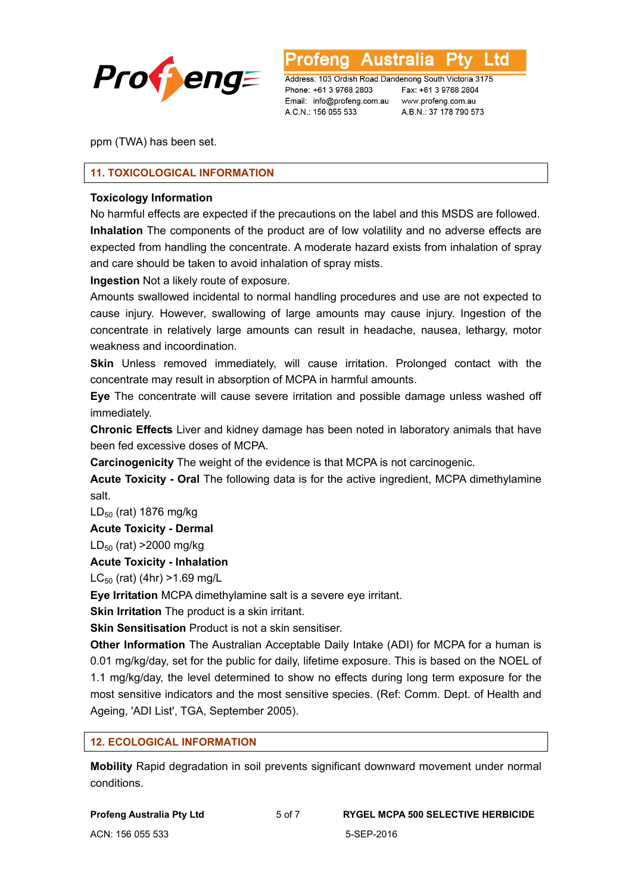ppm (TWA) has been set.

## 11. TOXICOLOGICAL INFORMATION

**Toxicology Information**

No harmful effects are expected if the precautions on the label and this MSDS are followed.

**Inhalation** The components of the product are of low volatility and no adverse effects are expected from handling the concentrate. A moderate hazard exists from inhalation of spray and care should be taken to avoid inhalation of spray mists.

**Ingestion** Not a likely route of exposure.

Amounts swallowed incidental to normal handling procedures and use are not expected to cause injury. However, swallowing of large amounts may cause injury. Ingestion of the concentrate in relatively large amounts can result in headache, nausea, lethargy, motor weakness and incoordination.

**Skin** Unless removed immediately, will cause irritation. Prolonged contact with the concentrate may result in absorption of MCPA in harmful amounts.

**Eye** The concentrate will cause severe irritation and possible damage unless washed off immediately.

**Chronic Effects** Liver and kidney damage has been noted in laboratory animals that have been fed excessive doses of MCPA.

**Carcinogenicity** The weight of the evidence is that MCPA is not carcinogenic.

**Acute Toxicity - Oral** The following data is for the active ingredient, MCPA dimethylamine salt.

$LD_{50}$ (rat) 1876 mg/kg

**Acute Toxicity - Dermal**

$LD_{50}$ (rat) >2000 mg/kg

**Acute Toxicity - Inhalation**

$LC_{50}$ (rat) (4hr) >1.69 mg/L

**Eye Irritation** MCPA dimethylamine salt is a severe eye irritant.

**Skin Irritation** The product is a skin irritant.

**Skin Sensitisation** Product is not a skin sensitiser.

**Other Information** The Australian Acceptable Daily Intake (ADI) for MCPA for a human is 0.01 mg/kg/day, set for the public for daily, lifetime exposure. This is based on the NOEL of 1.1 mg/kg/day, the level determined to show no effects during long term exposure for the most sensitive indicators and the most sensitive species. (Ref: Comm. Dept. of Health and Ageing, 'ADI List', TGA, September 2005).

## 12. ECOLOGICAL INFORMATION

**Mobility** Rapid degradation in soil prevents significant downward movement under normal conditions.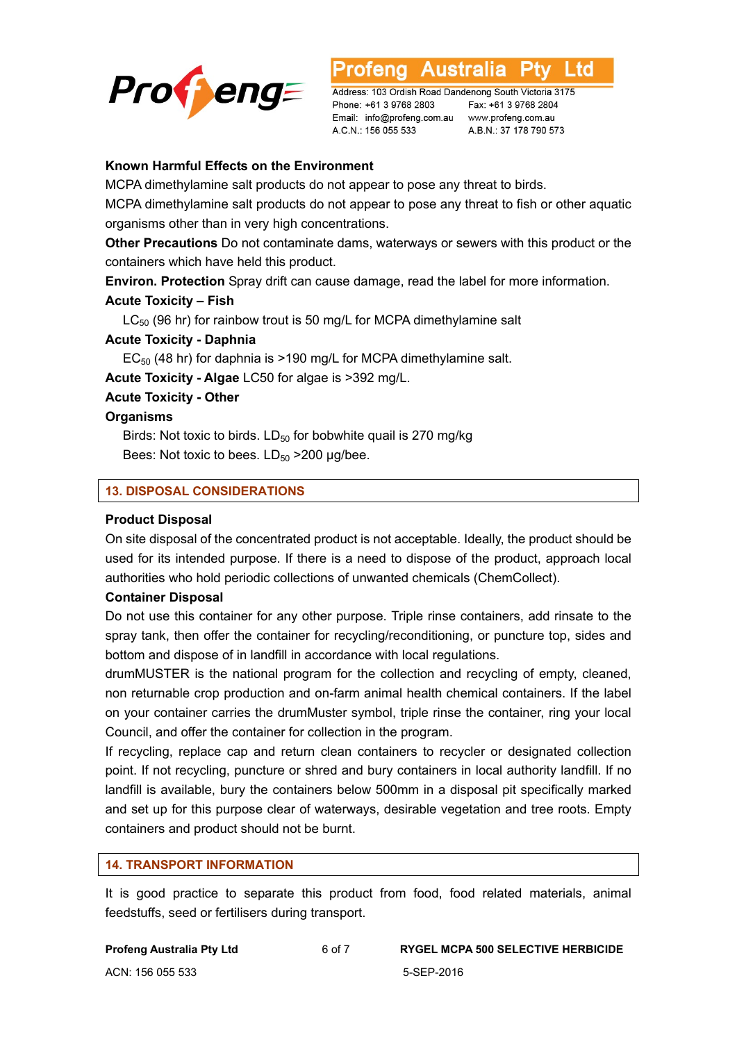**Known Harmful Effects on the Environment**

MCPA dimethylamine salt products do not appear to pose any threat to birds.

MCPA dimethylamine salt products do not appear to pose any threat to fish or other aquatic organisms other than in very high concentrations.

**Other Precautions** Do not contaminate dams, waterways or sewers with this product or the containers which have held this product.

**Environ. Protection** Spray drift can cause damage, read the label for more information.

**Acute Toxicity – Fish**

$LC_{50}$ (96 hr) for rainbow trout is 50 mg/L for MCPA dimethylamine salt

**Acute Toxicity - Daphnia**

$EC_{50}$ (48 hr) for daphnia is >190 mg/L for MCPA dimethylamine salt.

**Acute Toxicity - Algae** LC50 for algae is >392 mg/L.

**Acute Toxicity - Other Organisms**

Birds: Not toxic to birds. $LD_{50}$ for bobwhite quail is 270 mg/kg

Bees: Not toxic to bees. $LD_{50}$ >200 µg/bee.

## 13. DISPOSAL CONSIDERATIONS

**Product Disposal**

On site disposal of the concentrated product is not acceptable. Ideally, the product should be used for its intended purpose. If there is a need to dispose of the product, approach local authorities who hold periodic collections of unwanted chemicals (ChemCollect).

**Container Disposal**

Do not use this container for any other purpose. Triple rinse containers, add rinsate to the spray tank, then offer the container for recycling/reconditioning, or puncture top, sides and bottom and dispose of in landfill in accordance with local regulations.

drumMUSTER is the national program for the collection and recycling of empty, cleaned, non returnable crop production and on-farm animal health chemical containers. If the label on your container carries the drumMuster symbol, triple rinse the container, ring your local Council, and offer the container for collection in the program.

If recycling, replace cap and return clean containers to recycler or designated collection point. If not recycling, puncture or shred and bury containers in local authority landfill. If no landfill is available, bury the containers below 500mm in a disposal pit specifically marked and set up for this purpose clear of waterways, desirable vegetation and tree roots. Empty containers and product should not be burnt.

## 14. TRANSPORT INFORMATION

It is good practice to separate this product from food, food related materials, animal feedstuffs, seed or fertilisers during transport.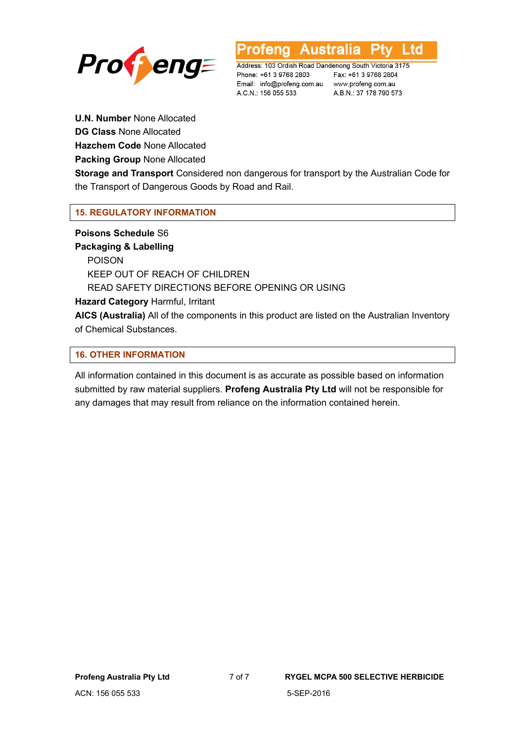**U.N. Number** None Allocated
**DG Class** None Allocated
**Hazchem Code** None Allocated
**Packing Group** None Allocated
**Storage and Transport** Considered non dangerous for transport by the Australian Code for the Transport of Dangerous Goods by Road and Rail.

## 15. REGULATORY INFORMATION

**Poisons Schedule** S6
**Packaging & Labelling**
POISON
KEEP OUT OF REACH OF CHILDREN
READ SAFETY DIRECTIONS BEFORE OPENING OR USING
**Hazard Category** Harmful, Irritant
**AICS (Australia)** All of the components in this product are listed on the Australian Inventory of Chemical Substances.

## 16. OTHER INFORMATION

All information contained in this document is as accurate as possible based on information submitted by raw material suppliers. **Profeng Australia Pty Ltd** will not be responsible for any damages that may result from reliance on the information contained herein.